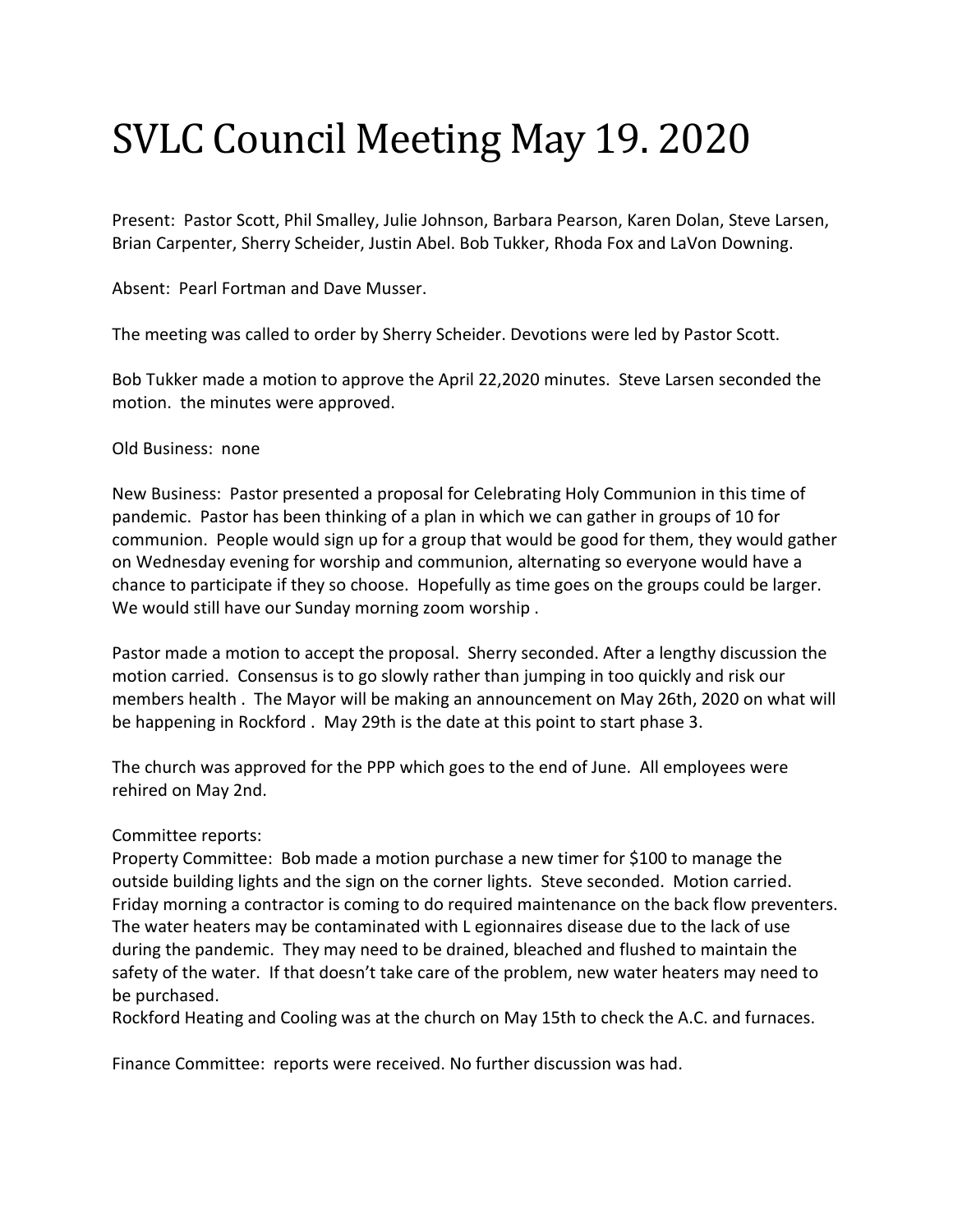# SVLC Council Meeting May 19. 2020

Present: Pastor Scott, Phil Smalley, Julie Johnson, Barbara Pearson, Karen Dolan, Steve Larsen, Brian Carpenter, Sherry Scheider, Justin Abel. Bob Tukker, Rhoda Fox and LaVon Downing.

Absent: Pearl Fortman and Dave Musser.

The meeting was called to order by Sherry Scheider. Devotions were led by Pastor Scott.

Bob Tukker made a motion to approve the April 22,2020 minutes. Steve Larsen seconded the motion. the minutes were approved.

Old Business: none

New Business: Pastor presented a proposal for Celebrating Holy Communion in this time of pandemic. Pastor has been thinking of a plan in which we can gather in groups of 10 for communion. People would sign up for a group that would be good for them, they would gather on Wednesday evening for worship and communion, alternating so everyone would have a chance to participate if they so choose. Hopefully as time goes on the groups could be larger. We would still have our Sunday morning zoom worship .

Pastor made a motion to accept the proposal. Sherry seconded. After a lengthy discussion the motion carried. Consensus is to go slowly rather than jumping in too quickly and risk our members health . The Mayor will be making an announcement on May 26th, 2020 on what will be happening in Rockford . May 29th is the date at this point to start phase 3.

The church was approved for the PPP which goes to the end of June. All employees were rehired on May 2nd.

Committee reports:
Property Committee: Bob made a motion purchase a new timer for $100 to manage the outside building lights and the sign on the corner lights. Steve seconded. Motion carried. Friday morning a contractor is coming to do required maintenance on the back flow preventers. The water heaters may be contaminated with L egionnaires disease due to the lack of use during the pandemic. They may need to be drained, bleached and flushed to maintain the safety of the water. If that doesn't take care of the problem, new water heaters may need to be purchased.
Rockford Heating and Cooling was at the church on May 15th to check the A.C. and furnaces.

Finance Committee: reports were received. No further discussion was had.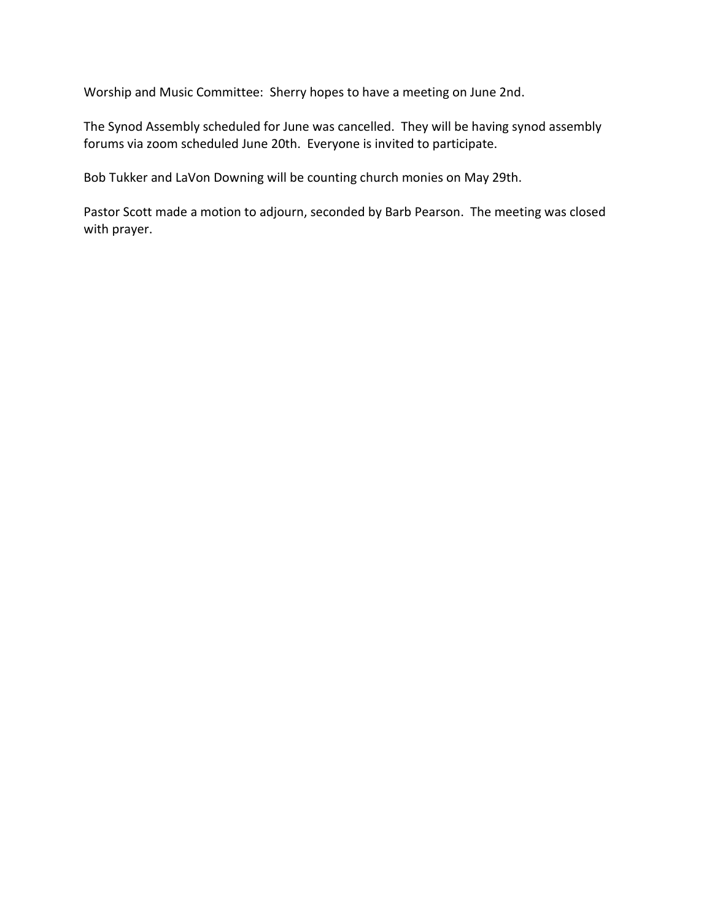Worship and Music Committee: Sherry hopes to have a meeting on June 2nd.

The Synod Assembly scheduled for June was cancelled. They will be having synod assembly forums via zoom scheduled June 20th. Everyone is invited to participate.

Bob Tukker and LaVon Downing will be counting church monies on May 29th.

Pastor Scott made a motion to adjourn, seconded by Barb Pearson. The meeting was closed with prayer.